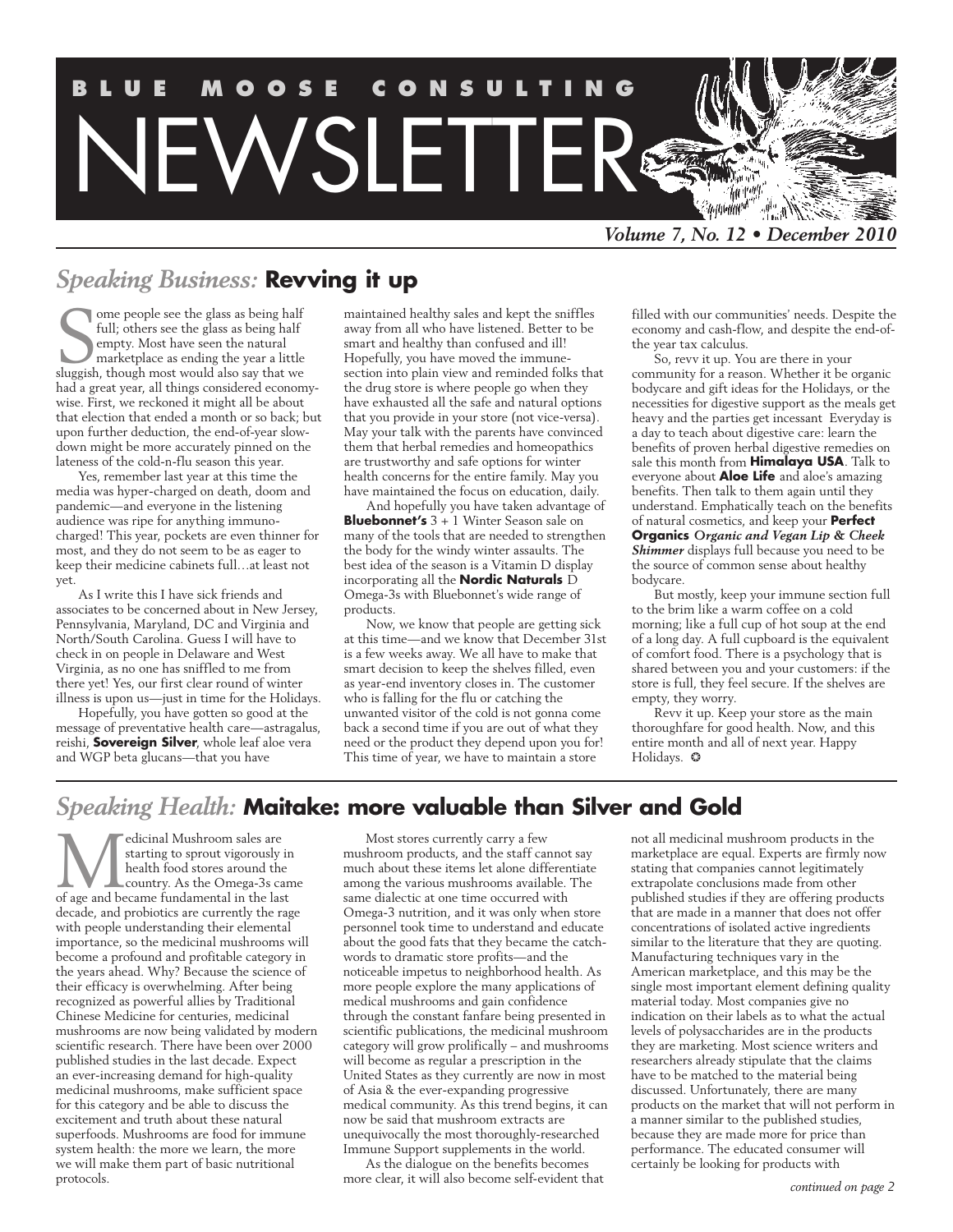# BLUE MOOSE CONSULTING NEWSLETTER

*Volume 7, No. 12 • December 2010*

## *Speaking Business:* **Revving it up**

Some people see the glass as being half full; others see the glass as being half empty. Most have seen the natural marketplace as ending the year a little sluggish, though most would also say that we had a great year, all things considered economy-wise. First, we reckoned it might all be about that election that ended a month or so back; but upon further deduction, the end-of-year slow-down might be more accurately pinned on the lateness of the cold-n-flu season this year.

Yes, remember last year at this time the media was hyper-charged on death, doom and pandemic—and everyone in the listening audience was ripe for anything immuno-charged! This year, pockets are even thinner for most, and they do not seem to be as eager to keep their medicine cabinets full…at least not yet.

As I write this I have sick friends and associates to be concerned about in New Jersey, Pennsylvania, Maryland, DC and Virginia and North/South Carolina. Guess I will have to check in on people in Delaware and West Virginia, as no one has sniffled to me from there yet! Yes, our first clear round of winter illness is upon us—just in time for the Holidays.

Hopefully, you have gotten so good at the message of preventative health care—astragalus, reishi, **Sovereign Silver**, whole leaf aloe vera and WGP beta glucans—that you have maintained healthy sales and kept the sniffles away from all who have listened. Better to be smart and healthy than confused and ill! Hopefully, you have moved the immune-section into plain view and reminded folks that the drug store is where people go when they have exhausted all the safe and natural options that you provide in your store (not vice-versa). May your talk with the parents have convinced them that herbal remedies and homeopathics are trustworthy and safe options for winter health concerns for the entire family. May you have maintained the focus on education, daily.

And hopefully you have taken advantage of **Bluebonnet's** 3 + 1 Winter Season sale on many of the tools that are needed to strengthen the body for the windy winter assaults. The best idea of the season is a Vitamin D display incorporating all the **Nordic Naturals** D Omega-3s with Bluebonnet's wide range of products.

Now, we know that people are getting sick at this time—and we know that December 31st is a few weeks away. We all have to make that smart decision to keep the shelves filled, even as year-end inventory closes in. The customer who is falling for the flu or catching the unwanted visitor of the cold is not gonna come back a second time if you are out of what they need or the product they depend upon you for! This time of year, we have to maintain a store filled with our communities' needs. Despite the economy and cash-flow, and despite the end-of-the year tax calculus.

So, revv it up. You are there in your community for a reason. Whether it be organic bodycare and gift ideas for the Holidays, or the necessities for digestive support as the meals get heavy and the parties get incessant Everyday is a day to teach about digestive care: learn the benefits of proven herbal digestive remedies on sale this month from **Himalaya USA**. Talk to everyone about **Aloe Life** and aloe's amazing benefits. Then talk to them again until they understand. Emphatically teach on the benefits of natural cosmetics, and keep your **Perfect Organics** ***Organic and Vegan Lip & Cheek Shimmer*** displays full because you need to be the source of common sense about healthy bodycare.

But mostly, keep your immune section full to the brim like a warm coffee on a cold morning; like a full cup of hot soup at the end of a long day. A full cupboard is the equivalent of comfort food. There is a psychology that is shared between you and your customers: if the store is full, they feel secure. If the shelves are empty, they worry.

Revv it up. Keep your store as the main thoroughfare for good health. Now, and this entire month and all of next year. Happy Holidays. ✪

## *Speaking Health:* **Maitake: more valuable than Silver and Gold**

Medicinal Mushroom sales are starting to sprout vigorously in health food stores around the country. As the Omega-3s came of age and became fundamental in the last decade, and probiotics are currently the rage with people understanding their elemental importance, so the medicinal mushrooms will become a profound and profitable category in the years ahead. Why? Because the science of their efficacy is overwhelming. After being recognized as powerful allies by Traditional Chinese Medicine for centuries, medicinal mushrooms are now being validated by modern scientific research. There have been over 2000 published studies in the last decade. Expect an ever-increasing demand for high-quality medicinal mushrooms, make sufficient space for this category and be able to discuss the excitement and truth about these natural superfoods. Mushrooms are food for immune system health: the more we learn, the more we will make them part of basic nutritional protocols.

Most stores currently carry a few mushroom products, and the staff cannot say much about these items let alone differentiate among the various mushrooms available. The same dialectic at one time occurred with Omega-3 nutrition, and it was only when store personnel took time to understand and educate about the good fats that they became the catch-words to dramatic store profits—and the noticeable impetus to neighborhood health. As more people explore the many applications of medical mushrooms and gain confidence through the constant fanfare being presented in scientific publications, the medicinal mushroom category will grow prolifically – and mushrooms will become as regular a prescription in the United States as they currently are now in most of Asia & the ever-expanding progressive medical community. As this trend begins, it can now be said that mushroom extracts are unequivocally the most thoroughly-researched Immune Support supplements in the world.

As the dialogue on the benefits becomes more clear, it will also become self-evident that not all medicinal mushroom products in the marketplace are equal. Experts are firmly now stating that companies cannot legitimately extrapolate conclusions made from other published studies if they are offering products that are made in a manner that does not offer concentrations of isolated active ingredients similar to the literature that they are quoting. Manufacturing techniques vary in the American marketplace, and this may be the single most important element defining quality material today. Most companies give no indication on their labels as to what the actual levels of polysaccharides are in the products they are marketing. Most science writers and researchers already stipulate that the claims have to be matched to the material being discussed. Unfortunately, there are many products on the market that will not perform in a manner similar to the published studies, because they are made more for price than performance. The educated consumer will certainly be looking for products with

*continued on page 2*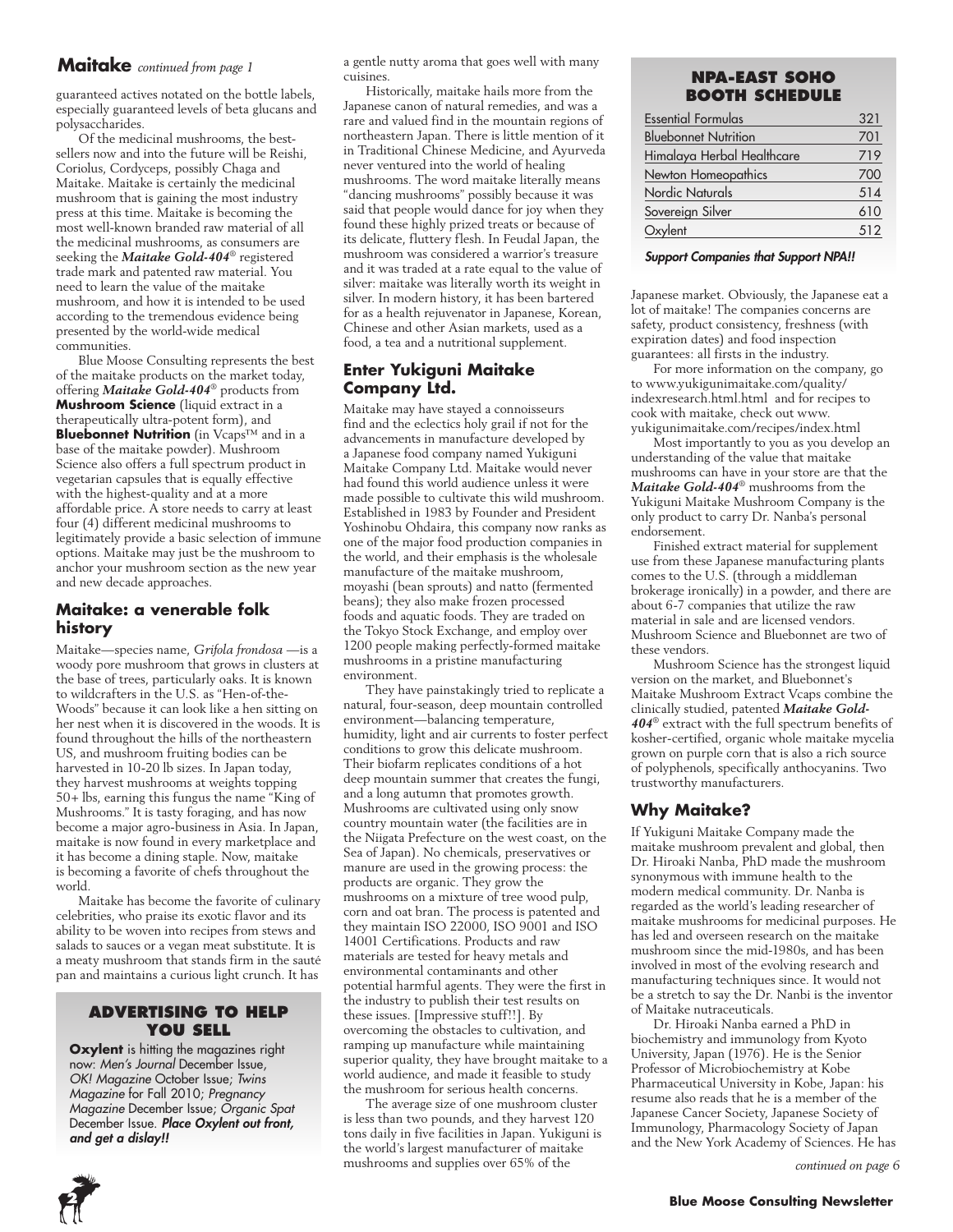## Maitake *continued from page 1*

guaranteed actives notated on the bottle labels, especially guaranteed levels of beta glucans and polysaccharides.

Of the medicinal mushrooms, the best-sellers now and into the future will be Reishi, Coriolus, Cordyceps, possibly Chaga and Maitake. Maitake is certainly the medicinal mushroom that is gaining the most industry press at this time. Maitake is becoming the most well-known branded raw material of all the medicinal mushrooms, as consumers are seeking the ***Maitake Gold-404***® registered trade mark and patented raw material. You need to learn the value of the maitake mushroom, and how it is intended to be used according to the tremendous evidence being presented by the world-wide medical communities.

Blue Moose Consulting represents the best of the maitake products on the market today, offering ***Maitake Gold-404***® products from **Mushroom Science** (liquid extract in a therapeutically ultra-potent form), and **Bluebonnet Nutrition** (in Vcaps™ and in a base of the maitake powder). Mushroom Science also offers a full spectrum product in vegetarian capsules that is equally effective with the highest-quality and at a more affordable price. A store needs to carry at least four (4) different medicinal mushrooms to legitimately provide a basic selection of immune options. Maitake may just be the mushroom to anchor your mushroom section as the new year and new decade approaches.

### Maitake: a venerable folk history

Maitake—species name, *Grifola frondosa* —is a woody pore mushroom that grows in clusters at the base of trees, particularly oaks. It is known to wildcrafters in the U.S. as "Hen-of-the-Woods" because it can look like a hen sitting on her nest when it is discovered in the woods. It is found throughout the hills of the northeastern US, and mushroom fruiting bodies can be harvested in 10-20 lb sizes. In Japan today, they harvest mushrooms at weights topping 50+ lbs, earning this fungus the name "King of Mushrooms." It is tasty foraging, and has now become a major agro-business in Asia. In Japan, maitake is now found in every marketplace and it has become a dining staple. Now, maitake is becoming a favorite of chefs throughout the world.

Maitake has become the favorite of culinary celebrities, who praise its exotic flavor and its ability to be woven into recipes from stews and salads to sauces or a vegan meat substitute. It is a meaty mushroom that stands firm in the sauté pan and maintains a curious light crunch. It has a gentle nutty aroma that goes well with many cuisines.

Historically, maitake hails more from the Japanese canon of natural remedies, and was a rare and valued find in the mountain regions of northeastern Japan. There is little mention of it in Traditional Chinese Medicine, and Ayurveda never ventured into the world of healing mushrooms. The word maitake literally means "dancing mushrooms" possibly because it was said that people would dance for joy when they found these highly prized treats or because of its delicate, fluttery flesh. In Feudal Japan, the mushroom was considered a warrior's treasure and it was traded at a rate equal to the value of silver: maitake was literally worth its weight in silver. In modern history, it has been bartered for as a health rejuvenator in Japanese, Korean, Chinese and other Asian markets, used as a food, a tea and a nutritional supplement.

### Enter Yukiguni Maitake Company Ltd.

Maitake may have stayed a connoisseurs find and the eclectics holy grail if not for the advancements in manufacture developed by a Japanese food company named Yukiguni Maitake Company Ltd. Maitake would never had found this world audience unless it were made possible to cultivate this wild mushroom. Established in 1983 by Founder and President Yoshinobu Ohdaira, this company now ranks as one of the major food production companies in the world, and their emphasis is the wholesale manufacture of the maitake mushroom, moyashi (bean sprouts) and natto (fermented beans); they also make frozen processed foods and aquatic foods. They are traded on the Tokyo Stock Exchange, and employ over 1200 people making perfectly-formed maitake mushrooms in a pristine manufacturing environment.

They have painstakingly tried to replicate a natural, four-season, deep mountain controlled environment—balancing temperature, humidity, light and air currents to foster perfect conditions to grow this delicate mushroom. Their biofarm replicates conditions of a hot deep mountain summer that creates the fungi, and a long autumn that promotes growth. Mushrooms are cultivated using only snow country mountain water (the facilities are in the Niigata Prefecture on the west coast, on the Sea of Japan). No chemicals, preservatives or manure are used in the growing process: the products are organic. They grow the mushrooms on a mixture of tree wood pulp, corn and oat bran. The process is patented and they maintain ISO 22000, ISO 9001 and ISO 14001 Certifications. Products and raw materials are tested for heavy metals and environmental contaminants and other potential harmful agents. They were the first in the industry to publish their test results on these issues. [Impressive stuff!!]. By overcoming the obstacles to cultivation, and ramping up manufacture while maintaining superior quality, they have brought maitake to a world audience, and made it feasible to study the mushroom for serious health concerns.

The average size of one mushroom cluster is less than two pounds, and they harvest 120 tons daily in five facilities in Japan. Yukiguni is the world's largest manufacturer of maitake mushrooms and supplies over 65% of the Japanese market. Obviously, the Japanese eat a lot of maitake! The companies concerns are safety, product consistency, freshness (with expiration dates) and food inspection guarantees: all firsts in the industry.

For more information on the company, go to www.yukigunimaitake.com/quality/indexresearch.html.html and for recipes to cook with maitake, check out www.yukigunimaitake.com/recipes/index.html

Most importantly to you as you develop an understanding of the value that maitake mushrooms can have in your store are that the ***Maitake Gold-404***® mushrooms from the Yukiguni Maitake Mushroom Company is the only product to carry Dr. Nanba's personal endorsement.

Finished extract material for supplement use from these Japanese manufacturing plants comes to the U.S. (through a middleman brokerage ironically) in a powder, and there are about 6-7 companies that utilize the raw material in sale and are licensed vendors. Mushroom Science and Bluebonnet are two of these vendors.

Mushroom Science has the strongest liquid version on the market, and Bluebonnet's Maitake Mushroom Extract Vcaps combine the clinically studied, patented ***Maitake Gold-404***® extract with the full spectrum benefits of kosher-certified, organic whole maitake mycelia grown on purple corn that is also a rich source of polyphenols, specifically anthocyanins. Two trustworthy manufacturers.

### Why Maitake?

If Yukiguni Maitake Company made the maitake mushroom prevalent and global, then Dr. Hiroaki Nanba, PhD made the mushroom synonymous with immune health to the modern medical community. Dr. Nanba is regarded as the world's leading researcher of maitake mushrooms for medicinal purposes. He has led and overseen research on the maitake mushroom since the mid-1980s, and has been involved in most of the evolving research and manufacturing techniques since. It would not be a stretch to say the Dr. Nanbi is the inventor of Maitake nutraceuticals.

Dr. Hiroaki Nanba earned a PhD in biochemistry and immunology from Kyoto University, Japan (1976). He is the Senior Professor of Microbiochemistry at Kobe Pharmaceutical University in Kobe, Japan: his resume also reads that he is a member of the Japanese Cancer Society, Japanese Society of Immunology, Pharmacology Society of Japan and the New York Academy of Sciences. He has

*continued on page 6*

---

### ADVERTISING TO HELP YOU SELL

**Oxylent** is hitting the magazines right now: *Men's Journal* December Issue, *OK! Magazine* October Issue; *Twins Magazine* for Fall 2010; *Pregnancy Magazine* December Issue; *Organic Spat* December Issue. ***Place Oxylent out front, and get a dislay!!***

---

### NPA-EAST SOHO BOOTH SCHEDULE

| Company | Booth |
|---|---|
| Essential Formulas | 321 |
| Bluebonnet Nutrition | 701 |
| Himalaya Herbal Healthcare | 719 |
| Newton Homeopathics | 700 |
| Nordic Naturals | 514 |
| Sovereign Silver | 610 |
| Oxylent | 512 |

***Support Companies that Support NPA!!***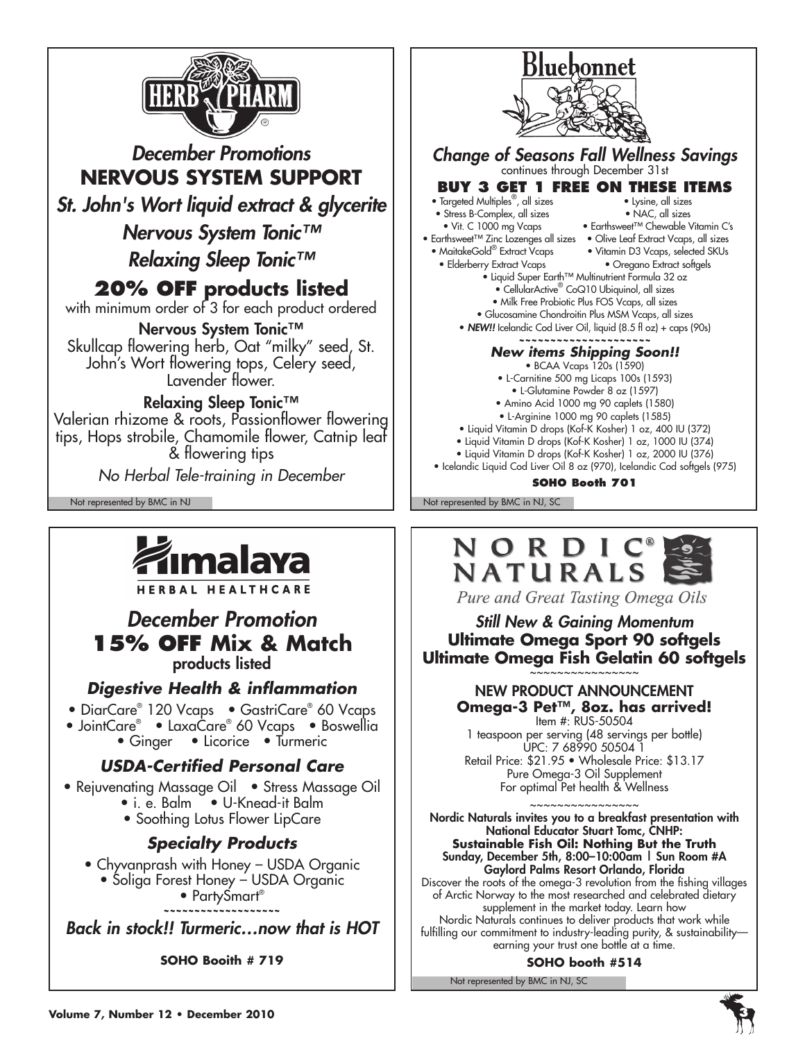## HERB PHARM

### *December Promotions*

### NERVOUS SYSTEM SUPPORT

***St. John's Wort liquid extract & glycerite***

***Nervous System Tonic™***

***Relaxing Sleep Tonic™***

**20% OFF products listed**

with minimum order of 3 for each product ordered

**Nervous System Tonic™**

Skullcap flowering herb, Oat "milky" seed, St. John's Wort flowering tops, Celery seed, Lavender flower.

**Relaxing Sleep Tonic™**

Valerian rhizome & roots, Passionflower flowering tips, Hops strobile, Chamomile flower, Catnip leaf & flowering tips

*No Herbal Tele-training in December*

Not represented by BMC in NJ

## Bluebonnet

### *Change of Seasons Fall Wellness Savings*

continues through December 31st

**BUY 3 GET 1 FREE ON THESE ITEMS**

- Targeted Multiples®, all sizes
- Lysine, all sizes
- Stress B-Complex, all sizes
- NAC, all sizes
- Vit. C 1000 mg Vcaps
- Earthsweet™ Chewable Vitamin C's
- Earthsweet™ Zinc Lozenges all sizes
- Olive Leaf Extract Vcaps, all sizes
- MaitakeGold® Extract Vcaps
- Vitamin D3 Vcaps, selected SKUs
- Elderberry Extract Vcaps
- Oregano Extract softgels
- Liquid Super Earth™ Multinutrient Formula 32 oz
- CellularActive® CoQ10 Ubiquinol, all sizes
- Milk Free Probiotic Plus FOS Vcaps, all sizes
- Glucosamine Chondroitin Plus MSM Vcaps, all sizes
- ***NEW!!*** Icelandic Cod Liver Oil, liquid (8.5 fl oz) + caps (90s)

~~~~~~~~~~~~~~~~~~~~~

***New items Shipping Soon!!***

- BCAA Vcaps 120s (1590)
- L-Carnitine 500 mg Licaps 100s (1593)
- L-Glutamine Powder 8 oz (1597)
- Amino Acid 1000 mg 90 caplets (1580)
- L-Arginine 1000 mg 90 caplets (1585)
- Liquid Vitamin D drops (Kof-K Kosher) 1 oz, 400 IU (372)
- Liquid Vitamin D drops (Kof-K Kosher) 1 oz, 1000 IU (374)
- Liquid Vitamin D drops (Kof-K Kosher) 1 oz, 2000 IU (376)
- Icelandic Liquid Cod Liver Oil 8 oz (970), Icelandic Cod softgels (975)

**SOHO Booth 701**

Not represented by BMC in NJ, SC

## Himalaya HERBAL HEALTHCARE

### *December Promotion*

**15% OFF Mix & Match**

**products listed**

***Digestive Health & inflammation***

- DiarCare® 120 Vcaps
- GastriCare® 60 Vcaps
- JointCare®
- LaxaCare® 60 Vcaps
- Boswellia
- Ginger
- Licorice
- Turmeric

***USDA-Certified Personal Care***

- Rejuvenating Massage Oil
- Stress Massage Oil
- i. e. Balm
- U-Knead-it Balm
- Soothing Lotus Flower LipCare

***Specialty Products***

- Chyvanprash with Honey – USDA Organic
- Soliga Forest Honey – USDA Organic
- PartySmart®

~~~~~~~~~~~~~~~~~~~~

***Back in stock!! Turmeric…now that is HOT***

**SOHO Booith # 719**

## NORDIC® NATURALS

*Pure and Great Tasting Omega Oils*

***Still New & Gaining Momentum***

**Ultimate Omega Sport 90 softgels**

**Ultimate Omega Fish Gelatin 60 softgels**

~~~~~~~~~~~~~~~~

NEW PRODUCT ANNOUNCEMENT

**Omega-3 Pet™, 8oz. has arrived!**

Item #: RUS-50504

1 teaspoon per serving (48 servings per bottle)

UPC: 7 68990 50504 1

Retail Price: $21.95 • Wholesale Price: $13.17

Pure Omega-3 Oil Supplement

For optimal Pet health & Wellness

~~~~~~~~~~~~~~~~

**Nordic Naturals invites you to a breakfast presentation with National Educator Stuart Tomc, CNHP:**

**Sustainable Fish Oil: Nothing But the Truth**

**Sunday, December 5th, 8:00–10:00am | Sun Room #A**

**Gaylord Palms Resort Orlando, Florida**

Discover the roots of the omega-3 revolution from the fishing villages of Arctic Norway to the most researched and celebrated dietary supplement in the market today. Learn how Nordic Naturals continues to deliver products that work while fulfilling our commitment to industry-leading purity, & sustainability—earning your trust one bottle at a time.

**SOHO booth #514**

Not represented by BMC in NJ, SC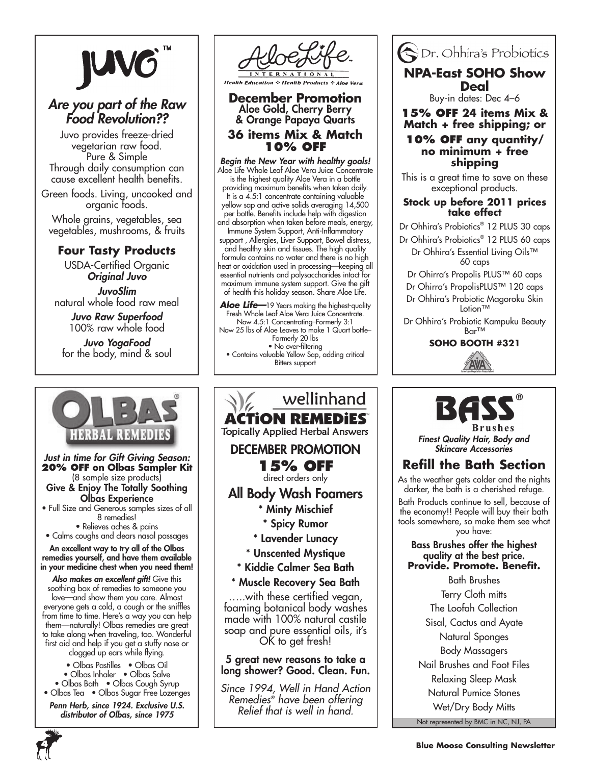## JUVO™

### *Are you part of the Raw Food Revolution??*

Juvo provides freeze-dried vegetarian raw food.
Pure & Simple
Through daily consumption can cause excellent health benefits.

Green foods. Living, uncooked and organic foods.

Whole grains, vegetables, sea vegetables, mushrooms, & fruits

### Four Tasty Products

USDA-Certified Organic
***Original Juvo***

***JuvoSlim***
natural whole food raw meal

***Juvo Raw Superfood***
100% raw whole food

***Juvo YogaFood***
for the body, mind & soul

---

## AloeLife INTERNATIONAL

*Health Education ❖ Health Products ❖ Aloe Vera*

### December Promotion
**Aloe Gold, Cherry Berry & Orange Papaya Quarts**

### 36 items Mix & Match 10% OFF

***Begin the New Year with healthy goals!*** Aloe Life Whole Leaf Aloe Vera Juice Concentrate is the highest quality Aloe Vera in a bottle providing maximum benefits when taken daily. It is a 4.5:1 concentrate containing valuable yellow sap and active solids averaging 14,500 per bottle. Benefits include help with digestion and absorption when taken before meals, energy, Immune System Support, Anti-Inflammatory support , Allergies, Liver Support, Bowel distress, and healthy skin and tissues. The high quality formula contains no water and there is no high heat or oxidation used in processing—keeping all essential nutrients and polysaccharides intact for maximum immune system support. Give the gift of health this holiday season. Share Aloe Life.

***Aloe Life***—19 Years making the highest-quality Fresh Whole Leaf Aloe Vera Juice Concentrate.
Now 4.5:1 Concentrating–Formerly 3:1
Now 25 lbs of Aloe Leaves to make 1 Quart bottle–Formerly 20 lbs
• No over-filtering
• Contains valuable Yellow Sap, adding critical Bitters support

---

## Dr. Ohhira's Probiotics

### NPA-East SOHO Show Deal

Buy-in dates: Dec 4–6

**15% OFF 24 items Mix & Match + free shipping; or**

**10% OFF any quantity/ no minimum + free shipping**

This is a great time to save on these exceptional products.

**Stock up before 2011 prices take effect**

Dr Ohhira's Probiotics® 12 PLUS 30 caps
Dr Ohhira's Probiotics® 12 PLUS 60 caps
Dr Ohhira's Essential Living Oils™ 60 caps
Dr Ohirra's Propolis PLUS™ 60 caps
Dr Ohirra's PropolisPLUS™ 120 caps
Dr Ohhira's Probiotic Magoroku Skin Lotion™
Dr Ohhira's Probiotic Kampuku Beauty Bar™

**SOHO BOOTH #321**

---

## OLBAS® HERBAL REMEDIES

***Just in time for Gift Giving Season:***
**20% OFF on Olbas Sampler Kit**
(8 sample size products)
**Give & Enjoy The Totally Soothing Olbas Experience**

- Full Size and Generous samples sizes of all 8 remedies!
- Relieves aches & pains
- Calms coughs and clears nasal passages

**An excellent way to try all of the Olbas remedies yourself, and have them available in your medicine chest when you need them!**

***Also makes an excellent gift!*** Give this soothing box of remedies to someone you love—and show them you care. Almost everyone gets a cold, a cough or the sniffles from time to time. Here's a way you can help them—naturally! Olbas remedies are great to take along when traveling, too. Wonderful first aid and help if you get a stuffy nose or clogged up ears while flying.

• Olbas Pastilles • Olbas Oil
• Olbas Inhaler • Olbas Salve
• Olbas Bath • Olbas Cough Syrup
• Olbas Tea • Olbas Sugar Free Lozenges

***Penn Herb, since 1924. Exclusive U.S. distributor of Olbas, since 1975***

---

## wellinhand ACTiON REMEDiES™

Topically Applied Herbal Answers

### DECEMBER PROMOTION

### 15% OFF
direct orders only

### All Body Wash Foamers

* Minty Mischief
* Spicy Rumor
* Lavender Lunacy
* Unscented Mystique
* Kiddie Calmer Sea Bath
* Muscle Recovery Sea Bath

…..with these certified vegan, foaming botanical body washes made with 100% natural castile soap and pure essential oils, it's OK to get fresh!

**5 great new reasons to take a long shower? Good. Clean. Fun.**

*Since 1994, Well in Hand Action Remedies® have been offering Relief that is well in hand.*

---

## BASS® Brushes

***Finest Quality Hair, Body and Skincare Accessories***

### Refill the Bath Section

As the weather gets colder and the nights darker, the bath is a cherished refuge.

Bath Products continue to sell, because of the economy!! People will buy their bath tools somewhere, so make them see what you have:

**Bass Brushes offer the highest quality at the best price.**
**Provide. Promote. Benefit.**

Bath Brushes
Terry Cloth mitts
The Loofah Collection
Sisal, Cactus and Ayate
Natural Sponges
Body Massagers
Nail Brushes and Foot Files
Relaxing Sleep Mask
Natural Pumice Stones
Wet/Dry Body Mitts

Not represented by BMC in NC, NJ, PA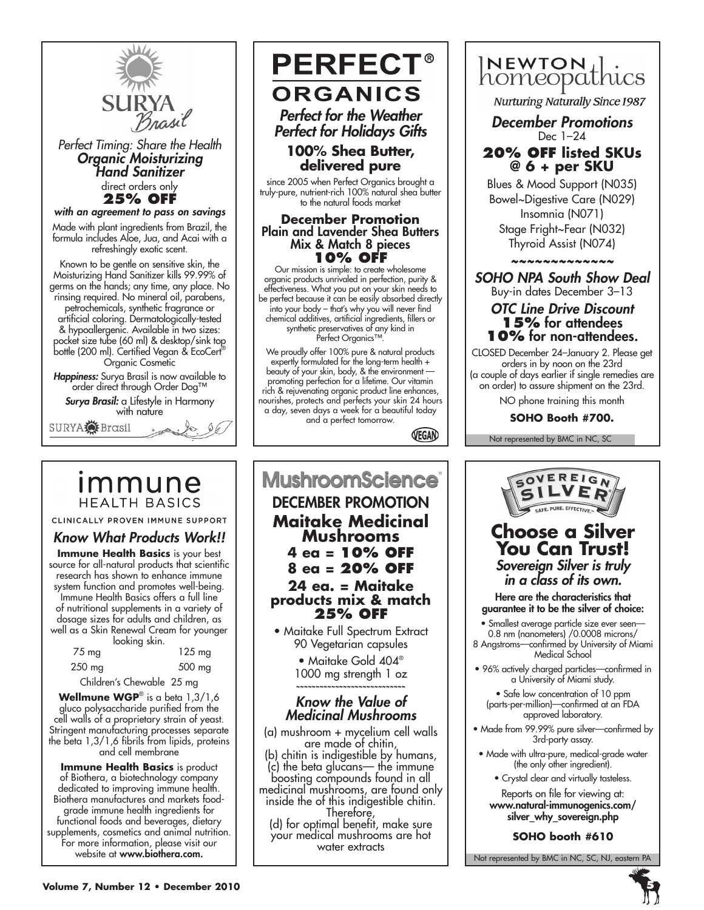# SURYA Brasil

*Perfect Timing: Share the Health*

***Organic Moisturizing Hand Sanitizer***

direct orders only

**25% OFF**

***with an agreement to pass on savings***

Made with plant ingredients from Brazil, the formula includes Aloe, Jua, and Acai with a refreshingly exotic scent.

Known to be gentle on sensitive skin, the Moisturizing Hand Sanitizer kills 99.99% of germs on the hands; any time, any place. No rinsing required. No mineral oil, parabens, petrochemicals, synthetic fragrance or artificial coloring. Dermatologically-tested & hypoallergenic. Available in two sizes: pocket size tube (60 ml) & desktop/sink top bottle (200 ml). Certified Vegan & EcoCert® Organic Cosmetic

***Happiness:*** Surya Brasil is now available to order direct through Order Dog™

***Surya Brasil:*** a Lifestyle in Harmony with nature

SURYA Brasil

# PERFECT® ORGANICS

***Perfect for the Weather***
***Perfect for Holidays Gifts***

## 100% Shea Butter, delivered pure

since 2005 when Perfect Organics brought a truly-pure, nutrient-rich 100% natural shea butter to the natural foods market

**December Promotion**
**Plain and Lavender Shea Butters**
**Mix & Match 8 pieces**
**10% OFF**

Our mission is simple: to create wholesome organic products unrivaled in perfection, purity & effectiveness. What you put on your skin needs to be perfect because it can be easily absorbed directly into your body – that's why you will never find chemical additives, artificial ingredients, fillers or synthetic preservatives of any kind in Perfect Organics™.

We proudly offer 100% pure & natural products expertly formulated for the long-term health + beauty of your skin, body, & the environment — promoting perfection for a lifetime. Our vitamin rich & rejuvenating organic product line enhances, nourishes, protects and perfects your skin 24 hours a day, seven days a week for a beautiful today and a perfect tomorrow.

VEGAN

# NEWTON homeopathics

*Nurturing Naturally Since 1987*

***December Promotions***

Dec 1–24

**20% OFF listed SKUs @ 6 + per SKU**

Blues & Mood Support (N035)
Bowel~Digestive Care (N029)
Insomnia (N071)
Stage Fright~Fear (N032)
Thyroid Assist (N074)

~~~~~~~~~~~~~~

***SOHO NPA South Show Deal***

Buy-in dates December 3–13

***OTC Line Drive Discount***
**15%** for attendees
**10%** for non-attendees.

CLOSED December 24–January 2. Please get orders in by noon on the 23rd (a couple of days earlier if single remedies are on order) to assure shipment on the 23rd.

NO phone training this month

**SOHO Booth #700.**

Not represented by BMC in NC, SC

# immune HEALTH BASICS

CLINICALLY PROVEN IMMUNE SUPPORT

***Know What Products Work!!***

**Immune Health Basics** is your best source for all-natural products that scientific research has shown to enhance immune system function and promotes well-being. Immune Health Basics offers a full line of nutritional supplements in a variety of dosage sizes for adults and children, as well as a Skin Renewal Cream for younger looking skin.

75 mg — 125 mg
250 mg — 500 mg
Children's Chewable 25 mg

**Wellmune WGP**® is a beta 1,3/1,6 gluco polysaccharide purified from the cell walls of a proprietary strain of yeast. Stringent manufacturing processes separate the beta 1,3/1,6 fibrils from lipids, proteins and cell membrane

**Immune Health Basics** is product of Biothera, a biotechnology company dedicated to improving immune health. Biothera manufactures and markets food-grade immune health ingredients for functional foods and beverages, dietary supplements, cosmetics and animal nutrition. For more information, please visit our website at **www.biothera.com.**

# MushroomScience®

## DECEMBER PROMOTION

**Maitake Medicinal Mushrooms**
**4 ea = 10% OFF**
**8 ea = 20% OFF**
**24 ea. = Maitake products mix & match 25% OFF**

- Maitake Full Spectrum Extract 90 Vegetarian capsules
- Maitake Gold 404® 1000 mg strength 1 oz

~~~~~~~~~~~~~~~~~~~~~~~~~~~~

***Know the Value of Medicinal Mushrooms***

(a) mushroom + mycelium cell walls are made of chitin,
(b) chitin is indigestible by humans,
(c) the beta glucans— the immune boosting compounds found in all medicinal mushrooms, are found only inside the of this indigestible chitin. Therefore,
(d) for optimal benefit, make sure your medical mushrooms are hot water extracts

# SOVEREIGN SILVER

SAFE. PURE. EFFECTIVE.™

## Choose a Silver You Can Trust!

***Sovereign Silver is truly in a class of its own.***

**Here are the characteristics that guarantee it to be the silver of choice:**

- Smallest average particle size ever seen—0.8 nm (nanometers) /0.0008 microns/ 8 Angstroms—confirmed by University of Miami Medical School
- 96% actively charged particles—confirmed in a University of Miami study.
- Safe low concentration of 10 ppm (parts-per-million)—confirmed at an FDA approved laboratory.
- Made from 99.99% pure silver—confirmed by 3rd-party assay.
- Made with ultra-pure, medical-grade water (the only other ingredient).
- Crystal clear and virtually tasteless.

Reports on file for viewing at:
**www.natural-immunogenics.com/silver_why_sovereign.php**

**SOHO booth #610**

Not represented by BMC in NC, SC, NJ, eastern PA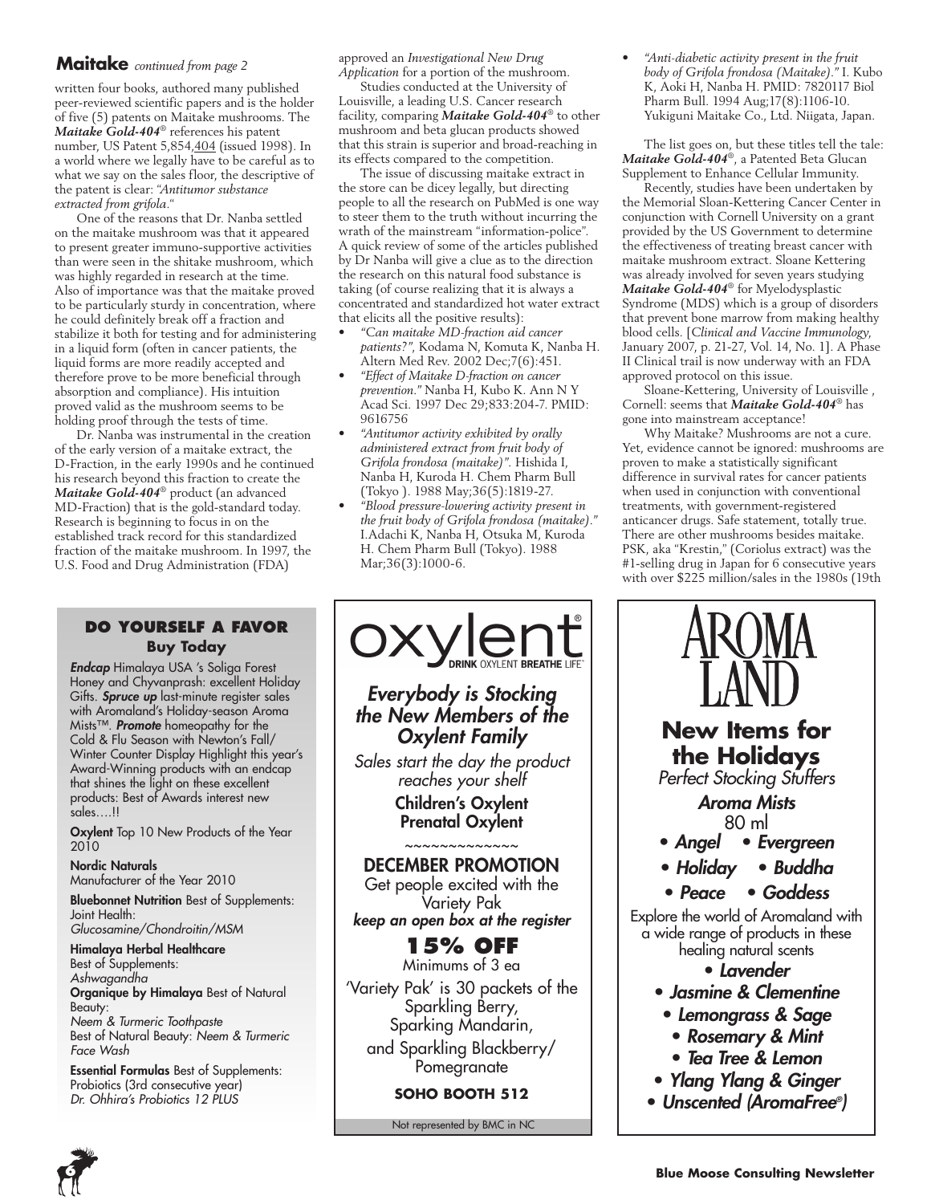## Maitake *continued from page 2*

written four books, authored many published peer-reviewed scientific papers and is the holder of five (5) patents on Maitake mushrooms. The ***Maitake Gold-404***® references his patent number, US Patent 5,854,404 (issued 1998). In a world where we legally have to be careful as to what we say on the sales floor, the descriptive of the patent is clear: *"Antitumor substance extracted from grifola*."

One of the reasons that Dr. Nanba settled on the maitake mushroom was that it appeared to present greater immuno-supportive activities than were seen in the shitake mushroom, which was highly regarded in research at the time. Also of importance was that the maitake proved to be particularly sturdy in concentration, where he could definitely break off a fraction and stabilize it both for testing and for administering in a liquid form (often in cancer patients, the liquid forms are more readily accepted and therefore prove to be more beneficial through absorption and compliance). His intuition proved valid as the mushroom seems to be holding proof through the tests of time.

Dr. Nanba was instrumental in the creation of the early version of a maitake extract, the D-Fraction, in the early 1990s and he continued his research beyond this fraction to create the ***Maitake Gold-404***® product (an advanced MD-Fraction) that is the gold-standard today. Research is beginning to focus in on the established track record for this standardized fraction of the maitake mushroom. In 1997, the U.S. Food and Drug Administration (FDA) approved an *Investigational New Drug Application* for a portion of the mushroom.

Studies conducted at the University of Louisville, a leading U.S. Cancer research facility, comparing ***Maitake Gold-404***® to other mushroom and beta glucan products showed that this strain is superior and broad-reaching in its effects compared to the competition.

The issue of discussing maitake extract in the store can be dicey legally, but directing people to all the research on PubMed is one way to steer them to the truth without incurring the wrath of the mainstream "information-police". A quick review of some of the articles published by Dr Nanba will give a clue as to the direction the research on this natural food substance is taking (of course realizing that it is always a concentrated and standardized hot water extract that elicits all the positive results):

- *"Can maitake MD-fraction aid cancer patients?"*, Kodama N, Komuta K, Nanba H. Altern Med Rev. 2002 Dec;7(6):451.
- *"Effect of Maitake D-fraction on cancer prevention."* Nanba H, Kubo K. Ann N Y Acad Sci. 1997 Dec 29;833:204-7. PMID: 9616756
- *"Antitumor activity exhibited by orally administered extract from fruit body of Grifola frondosa (maitake)".* Hishida I, Nanba H, Kuroda H. Chem Pharm Bull (Tokyo ). 1988 May;36(5):1819-27.
- *"Blood pressure-lowering activity present in the fruit body of Grifola frondosa (maitake)."* I.Adachi K, Nanba H, Otsuka M, Kuroda H. Chem Pharm Bull (Tokyo). 1988 Mar;36(3):1000-6.
- *"Anti-diabetic activity present in the fruit body of Grifola frondosa (Maitake)."* I. Kubo K, Aoki H, Nanba H. PMID: 7820117 Biol Pharm Bull. 1994 Aug;17(8):1106-10. Yukiguni Maitake Co., Ltd. Niigata, Japan.

The list goes on, but these titles tell the tale: ***Maitake Gold-404***®, a Patented Beta Glucan Supplement to Enhance Cellular Immunity.

Recently, studies have been undertaken by the Memorial Sloan-Kettering Cancer Center in conjunction with Cornell University on a grant provided by the US Government to determine the effectiveness of treating breast cancer with maitake mushroom extract. Sloane Kettering was already involved for seven years studying ***Maitake Gold-404***® for Myelodysplastic Syndrome (MDS) which is a group of disorders that prevent bone marrow from making healthy blood cells. [*Clinical and Vaccine Immunology*, January 2007, p. 21-27, Vol. 14, No. 1]. A Phase II Clinical trail is now underway with an FDA approved protocol on this issue.

Sloane-Kettering, University of Louisville , Cornell: seems that ***Maitake Gold-404***® has gone into mainstream acceptance!

Why Maitake? Mushrooms are not a cure. Yet, evidence cannot be ignored: mushrooms are proven to make a statistically significant difference in survival rates for cancer patients when used in conjunction with conventional treatments, with government-registered anticancer drugs. Safe statement, totally true. There are other mushrooms besides maitake. PSK, aka "Krestin," (Coriolus extract) was the #1-selling drug in Japan for 6 consecutive years with over $225 million/sales in the 1980s (19th

---

### DO YOURSELF A FAVOR
**Buy Today**

***Endcap*** Himalaya USA 's Soliga Forest Honey and Chyvanprash: excellent Holiday Gifts. ***Spruce up*** last-minute register sales with Aromaland's Holiday-season Aroma Mists™. ***Promote*** homeopathy for the Cold & Flu Season with Newton's Fall/ Winter Counter Display Highlight this year's Award-Winning products with an endcap that shines the light on these excellent products: Best of Awards interest new sales….!!

**Oxylent** Top 10 New Products of the Year 2010

**Nordic Naturals**
Manufacturer of the Year 2010

**Bluebonnet Nutrition** Best of Supplements: Joint Health:
*Glucosamine/Chondroitin/MSM*

**Himalaya Herbal Healthcare**
Best of Supplements:
*Ashwagandha*
**Organique by Himalaya** Best of Natural Beauty:
*Neem & Turmeric Toothpaste*
Best of Natural Beauty: *Neem & Turmeric Face Wash*

**Essential Formulas** Best of Supplements: Probiotics (3rd consecutive year)
*Dr. Ohhira's Probiotics 12 PLUS*

---

oxylent®
DRINK OXYLENT BREATHE LIFE™

*Everybody is Stocking the New Members of the Oxylent Family*

*Sales start the day the product reaches your shelf*

**Children's Oxylent**
**Prenatal Oxylent**

~~~~~~~~~~~~~

**DECEMBER PROMOTION**
Get people excited with the Variety Pak
***keep an open box at the register***

**15% OFF**
Minimums of 3 ea

'Variety Pak' is 30 packets of the Sparkling Berry, Sparking Mandarin, and Sparkling Blackberry/ Pomegranate

**SOHO BOOTH 512**

Not represented by BMC in NC

---

AROMA LAND

**New Items for the Holidays**
*Perfect Stocking Stuffers*

***Aroma Mists***
80 ml

- ***Angel***
- ***Evergreen***
- ***Holiday***
- ***Buddha***
- ***Peace***
- ***Goddess***

Explore the world of Aromaland with a wide range of products in these healing natural scents

- ***Lavender***
- ***Jasmine & Clementine***
- ***Lemongrass & Sage***
- ***Rosemary & Mint***
- ***Tea Tree & Lemon***
- ***Ylang Ylang & Ginger***
- ***Unscented (AromaFree®)***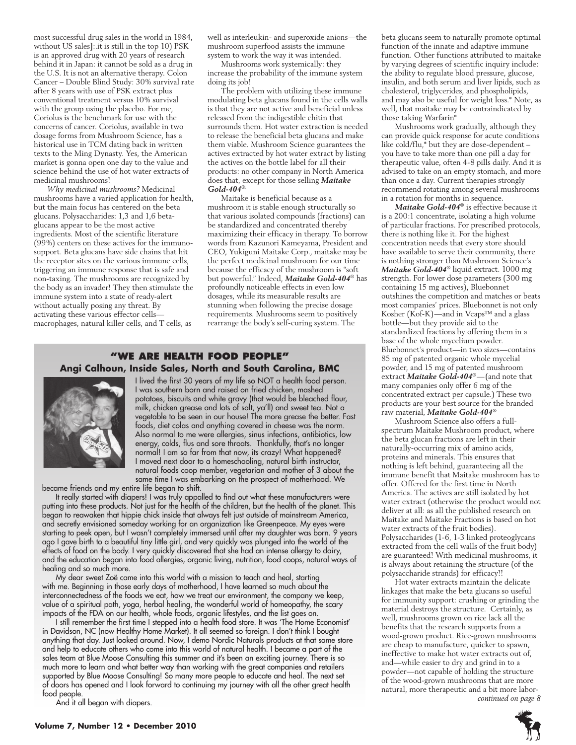most successful drug sales in the world in 1984, without US sales]:.it is still in the top 10) PSK is an approved drug with 20 years of research behind it in Japan: it cannot be sold as a drug in the U.S. It is not an alternative therapy. Colon Cancer – Double Blind Study: 30% survival rate after 8 years with use of PSK extract plus conventional treatment versus 10% survival with the group using the placebo. For me, Coriolus is the benchmark for use with the concerns of cancer. Coriolus, available in two dosage forms from Mushroom Science, has a historical use in TCM dating back in written texts to the Ming Dynasty. Yes, the American market is gonna open one day to the value and science behind the use of hot water extracts of medicinal mushrooms!

*Why medicinal mushrooms?* Medicinal mushrooms have a varied application for health, but the main focus has centered on the beta glucans. Polysaccharides: 1,3 and 1,6 beta-glucans appear to be the most active ingredients. Most of the scientific literature (99%) centers on these actives for the immuno-support. Beta glucans have side chains that hit the receptor sites on the various immune cells, triggering an immune response that is safe and non-taxing. The mushrooms are recognized by the body as an invader! They then stimulate the immune system into a state of ready-alert without actually posing any threat. By activating these various effector cells—macrophages, natural killer cells, and T cells, as well as interleukin- and superoxide anions—the mushroom superfood assists the immune system to work the way it was intended.

Mushrooms work systemically: they increase the probability of the immune system doing its job!

The problem with utilizing these immune modulating beta glucans found in the cells walls is that they are not active and beneficial unless released from the indigestible chitin that surrounds them. Hot water extraction is needed to release the beneficial beta glucans and make them viable. Mushroom Science guarantees the actives extracted by hot water extract by listing the actives on the bottle label for all their products: no other company in North America does that, except for those selling ***Maitake Gold-404***®.

Maitake is beneficial because as a mushroom it is stable enough structurally so that various isolated compounds (fractions) can be standardized and concentrated thereby maximizing their efficacy in therapy. To borrow words from Kazunori Kameyama, President and CEO, Yukiguni Maitake Corp., maitake may be the perfect medicinal mushroom for our time because the efficacy of the mushroom is "soft but powerful." Indeed, ***Maitake Gold-404***® has profoundly noticeable effects in even low dosages, while its measurable results are stunning when following the precise dosage requirements. Mushrooms seem to positively rearrange the body's self-curing system. The beta glucans seem to naturally promote optimal function of the innate and adaptive immune function. Other functions attributed to maitake by varying degrees of scientific inquiry include: the ability to regulate blood pressure, glucose, insulin, and both serum and liver lipids, such as cholesterol, triglycerides, and phospholipids, and may also be useful for weight loss.* Note, as well, that maitake may be contraindicated by those taking Warfarin*

Mushrooms work gradually, although they can provide quick response for acute conditions like cold/flu,* but they are dose-dependent – you have to take more than one pill a day for therapeutic value, often 4-8 pills daily. And it is advised to take on an empty stomach, and more than once a day. Current therapies strongly recommend rotating among several mushrooms in a rotation for months in sequence.

***Maitake Gold-404***® is effective because it is a 200:1 concentrate, isolating a high volume of particular fractions. For prescribed protocols, there is nothing like it. For the highest concentration needs that every store should have available to serve their community, there is nothing stronger than Mushroom Science's ***Maitake Gold-404***® liquid extract. 1000 mg strength. For lower dose parameters (300 mg containing 15 mg actives), Bluebonnet outshines the competition and matches or beats most companies' prices. Bluebonnet is not only Kosher (Kof-K)—and in Vcaps™ and a glass bottle—but they provide aid to the standardized fractions by offering them in a base of the whole mycelium powder. Bluebonnet's product—in two sizes—contains 85 mg of patented organic whole mycelial powder, and 15 mg of patented mushroom extract ***Maitake Gold-404***®—(and note that many companies only offer 6 mg of the concentrated extract per capsule.) These two products are your best source for the branded raw material, ***Maitake Gold-404***®.

Mushroom Science also offers a full-spectrum Maitake Mushroom product, where the beta glucan fractions are left in their naturally-occurring mix of amino acids, proteins and minerals. This ensures that nothing is left behind, guaranteeing all the immune benefit that Maitake mushroom has to offer. Offered for the first time in North America. The actives are still isolated by hot water extract (otherwise the product would not deliver at all: as all the published research on Maitake and Maitake Fractions is based on hot water extracts of the fruit bodies). Polysaccharides (1-6, 1-3 linked proteoglycans extracted from the cell walls of the fruit body) are guaranteed! With medicinal mushrooms, it is always about retaining the structure (of the polysaccharide strands) for efficacy!!

Hot water extracts maintain the delicate linkages that make the beta glucans so useful for immunity support: crushing or grinding the material destroys the structure. Certainly, as well, mushrooms grown on rice lack all the benefits that the research supports from a wood-grown product. Rice-grown mushrooms are cheap to manufacture, quicker to spawn, ineffective to make hot water extracts out of, and—while easier to dry and grind in to a powder—not capable of holding the structure of the wood-grown mushrooms that are more natural, more therapeutic and a bit more labor-

*continued on page 8*

## "WE ARE HEALTH FOOD PEOPLE"

### Angi Calhoun, Inside Sales, North and South Carolina, BMC

I lived the first 30 years of my life so NOT a health food person. I was southern born and raised on fried chicken, mashed potatoes, biscuits and white gravy (that would be bleached flour, milk, chicken grease and lots of salt, ya'll) and sweet tea. Not a vegetable to be seen in our house! The more grease the better. Fast foods, diet colas and anything covered in cheese was the norm. Also normal to me were allergies, sinus infections, antibiotics, low energy, colds, flus and sore throats. Thankfully, that's no longer normal! I am so far from that now, its crazy! What happened? I moved next door to a homeschooling, natural birth instructor, natural foods coop member, vegetarian and mother of 3 about the same time I was embarking on the prospect of motherhood. We became friends and my entire life began to shift.

It really started with diapers! I was truly appalled to find out what these manufacturers were putting into these products. Not just for the health of the children, but the health of the planet. This began to reawaken that hippie chick inside that always felt just outside of mainstream America, and secretly envisioned someday working for an organization like Greenpeace. My eyes were starting to peek open, but I wasn't completely immersed until after my daughter was born. 9 years ago I gave birth to a beautiful tiny little girl, and very quickly was plunged into the world of the effects of food on the body. I very quickly discovered that she had an intense allergy to dairy, and the education began into food allergies, organic living, nutrition, food coops, natural ways of healing and so much more.

My dear sweet Zoë came into this world with a mission to teach and heal, starting with me. Beginning in those early days of motherhood, I have learned so much about the interconnectedness of the foods we eat, how we treat our environment, the company we keep, value of a spiritual path, yoga, herbal healing, the wonderful world of homeopathy, the scary impacts of the FDA on our health, whole foods, organic lifestyles, and the list goes on.

I still remember the first time I stepped into a health food store. It was 'The Home Economist' in Davidson, NC (now Healthy Home Market). It all seemed so foreign. I don't think I bought anything that day. Just looked around. Now, I demo Nordic Naturals products at that same store and help to educate others who come into this world of natural health. I became a part of the sales team at Blue Moose Consulting this summer and it's been an exciting journey. There is so much more to learn and what better way than working with the great companies and retailers supported by Blue Moose Consulting! So many more people to educate and heal. The next set of doors has opened and I look forward to continuing my journey with all the other great health food people.

And it all began with diapers.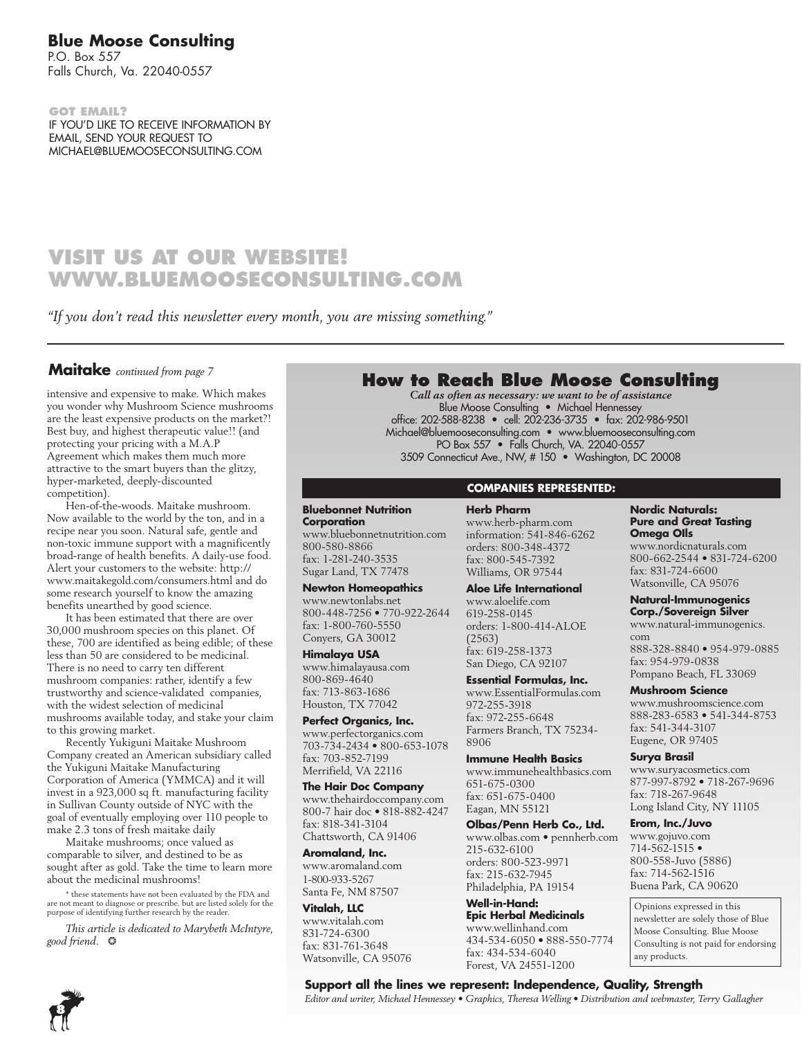## Blue Moose Consulting

P.O. Box 557
Falls Church, Va. 22040-0557

**GOT EMAIL?**
IF YOU'D LIKE TO RECEIVE INFORMATION BY EMAIL, SEND YOUR REQUEST TO MICHAEL@BLUEMOOSECONSULTING.COM

## VISIT US AT OUR WEBSITE! WWW.BLUEMOOSECONSULTING.COM

*"If you don't read this newsletter every month, you are missing something."*

### Maitake *continued from page 7*

intensive and expensive to make. Which makes you wonder why Mushroom Science mushrooms are the least expensive products on the market?! Best buy, and highest therapeutic value!! (and protecting your pricing with a M.A.P Agreement which makes them much more attractive to the smart buyers than the glitzy, hyper-marketed, deeply-discounted competition).

Hen-of-the-woods. Maitake mushroom. Now available to the world by the ton, and in a recipe near you soon. Natural safe, gentle and non-toxic immune support with a magnificently broad-range of health benefits. A daily-use food. Alert your customers to the website: http://www.maitakegold.com/consumers.html and do some research yourself to know the amazing benefits unearthed by good science.

It has been estimated that there are over 30,000 mushroom species on this planet. Of these, 700 are identified as being edible; of these less than 50 are considered to be medicinal. There is no need to carry ten different mushroom companies: rather, identify a few trustworthy and science-validated companies, with the widest selection of medicinal mushrooms available today, and stake your claim to this growing market.

Recently Yukiguni Maitake Mushroom Company created an American subsidiary called the Yukiguni Maitake Manufacturing Corporation of America (YMMCA) and it will invest in a 923,000 sq ft. manufacturing facility in Sullivan County outside of NYC with the goal of eventually employing over 110 people to make 2.3 tons of fresh maitake daily

Maitake mushrooms; once valued as comparable to silver, and destined to be as sought after as gold. Take the time to learn more about the medicinal mushrooms!

\* these statements have not been evaluated by the FDA and are not meant to diagnose or prescribe. but are listed solely for the purpose of identifying further research by the reader.

*This article is dedicated to Marybeth McIntyre, good friend.* ✪

## How to Reach Blue Moose Consulting

***Call as often as necessary: we want to be of assistance***

Blue Moose Consulting • Michael Hennessey
office: 202-588-8238 • cell: 202-236-3735 • fax: 202-986-9501
Michael@bluemooseconsulting.com • www.bluemooseconsulting.com
PO Box 557 • Falls Church, VA. 22040-0557
3509 Connecticut Ave., NW, # 150 • Washington, DC 20008

### COMPANIES REPRESENTED:

**Bluebonnet Nutrition Corporation**
www.bluebonnetnutrition.com
800-580-8866
fax: 1-281-240-3535
Sugar Land, TX 77478

**Newton Homeopathics**
www.newtonlabs.net
800-448-7256 • 770-922-2644
fax: 1-800-760-5550
Conyers, GA 30012

**Himalaya USA**
www.himalayausa.com
800-869-4640
fax: 713-863-1686
Houston, TX 77042

**Perfect Organics, Inc.**
www.perfectorganics.com
703-734-2434 • 800-653-1078
fax: 703-852-7199
Merrifield, VA 22116

**The Hair Doc Company**
www.thehairdoccompany.com
800-7 hair doc • 818-882-4247
fax: 818-341-3104
Chattsworth, CA 91406

**Aromaland, Inc.**
www.aromaland.com
1-800-933-5267
Santa Fe, NM 87507

**Vitalah, LLC**
www.vitalah.com
831-724-6300
fax: 831-761-3648
Watsonville, CA 95076

**Herb Pharm**
www.herb-pharm.com
information: 541-846-6262
orders: 800-348-4372
fax: 800-545-7392
Williams, OR 97544

**Aloe Life International**
www.aloelife.com
619-258-0145
orders: 1-800-414-ALOE (2563)
fax: 619-258-1373
San Diego, CA 92107

**Essential Formulas, Inc.**
www.EssentialFormulas.com
972-255-3918
fax: 972-255-6648
Farmers Branch, TX 75234-8906

**Immune Health Basics**
www.immunehealthbasics.com
651-675-0300
fax: 651-675-0400
Eagan, MN 55121

**Olbas/Penn Herb Co., Ltd.**
www.olbas.com • pennherb.com
215-632-6100
orders: 800-523-9971
fax: 215-632-7945
Philadelphia, PA 19154

**Well-in-Hand: Epic Herbal Medicinals**
www.wellinhand.com
434-534-6050 • 888-550-7774
fax: 434-534-6040
Forest, VA 24551-1200

**Nordic Naturals: Pure and Great Tasting Omega OIls**
www.nordicnaturals.com
800-662-2544 • 831-724-6200
fax: 831-724-6600
Watsonville, CA 95076

**Natural-Immunogenics Corp./Sovereign Silver**
www.natural-immunogenics.com
888-328-8840 • 954-979-0885
fax: 954-979-0838
Pompano Beach, FL 33069

**Mushroom Science**
www.mushroomscience.com
888-283-6583 • 541-344-8753
fax: 541-344-3107
Eugene, OR 97405

**Surya Brasil**
www.suryacosmetics.com
877-997-8792 • 718-267-9696
fax: 718-267-9648
Long Island City, NY 11105

**Erom, Inc./Juvo**
www.gojuvo.com
714-562-1515 •
800-558-Juvo (5886)
fax: 714-562-1516
Buena Park, CA 90620

Opinions expressed in this newsletter are solely those of Blue Moose Consulting. Blue Moose Consulting is not paid for endorsing any products.

**Support all the lines we represent: Independence, Quality, Strength**

*Editor and writer, Michael Hennessey • Graphics, Theresa Welling • Distribution and webmaster, Terry Gallagher*